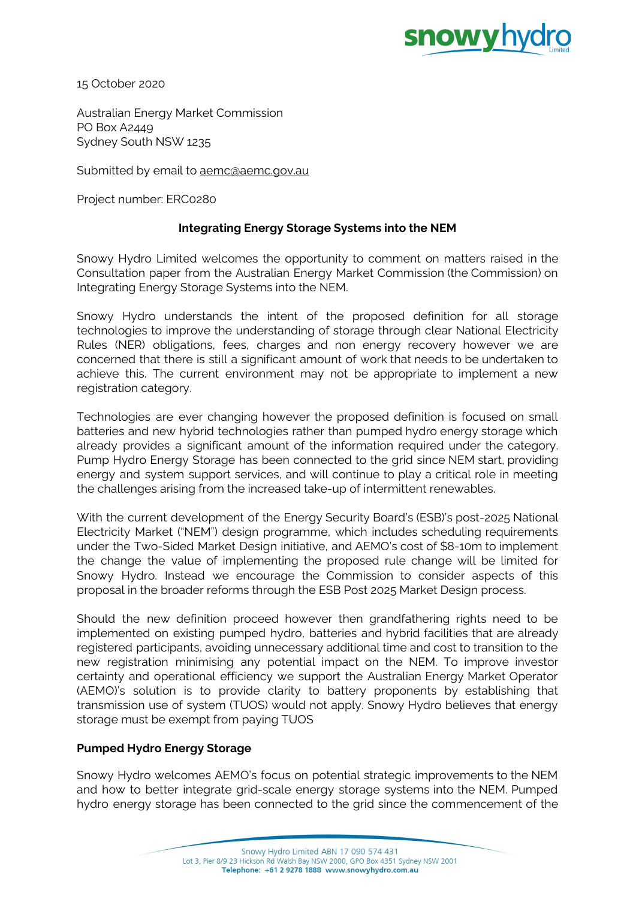15 October 2020

Australian Energy Market Commission
PO Box A2449
Sydney South NSW 1235

Submitted by email to aemc@aemc.gov.au

Project number: ERC0280

**Integrating Energy Storage Systems into the NEM**

Snowy Hydro Limited welcomes the opportunity to comment on matters raised in the Consultation paper from the Australian Energy Market Commission (the Commission) on Integrating Energy Storage Systems into the NEM.

Snowy Hydro understands the intent of the proposed definition for all storage technologies to improve the understanding of storage through clear National Electricity Rules (NER) obligations, fees, charges and non energy recovery however we are concerned that there is still a significant amount of work that needs to be undertaken to achieve this. The current environment may not be appropriate to implement a new registration category.

Technologies are ever changing however the proposed definition is focused on small batteries and new hybrid technologies rather than pumped hydro energy storage which already provides a significant amount of the information required under the category. Pump Hydro Energy Storage has been connected to the grid since NEM start, providing energy and system support services, and will continue to play a critical role in meeting the challenges arising from the increased take-up of intermittent renewables.

With the current development of the Energy Security Board's (ESB)'s post-2025 National Electricity Market ("NEM") design programme, which includes scheduling requirements under the Two-Sided Market Design initiative, and AEMO's cost of $8-10m to implement the change the value of implementing the proposed rule change will be limited for Snowy Hydro. Instead we encourage the Commission to consider aspects of this proposal in the broader reforms through the ESB Post 2025 Market Design process.

Should the new definition proceed however then grandfathering rights need to be implemented on existing pumped hydro, batteries and hybrid facilities that are already registered participants, avoiding unnecessary additional time and cost to transition to the new registration minimising any potential impact on the NEM. To improve investor certainty and operational efficiency we support the Australian Energy Market Operator (AEMO)'s solution is to provide clarity to battery proponents by establishing that transmission use of system (TUOS) would not apply. Snowy Hydro believes that energy storage must be exempt from paying TUOS

**Pumped Hydro Energy Storage**

Snowy Hydro welcomes AEMO's focus on potential strategic improvements to the NEM and how to better integrate grid-scale energy storage systems into the NEM. Pumped hydro energy storage has been connected to the grid since the commencement of the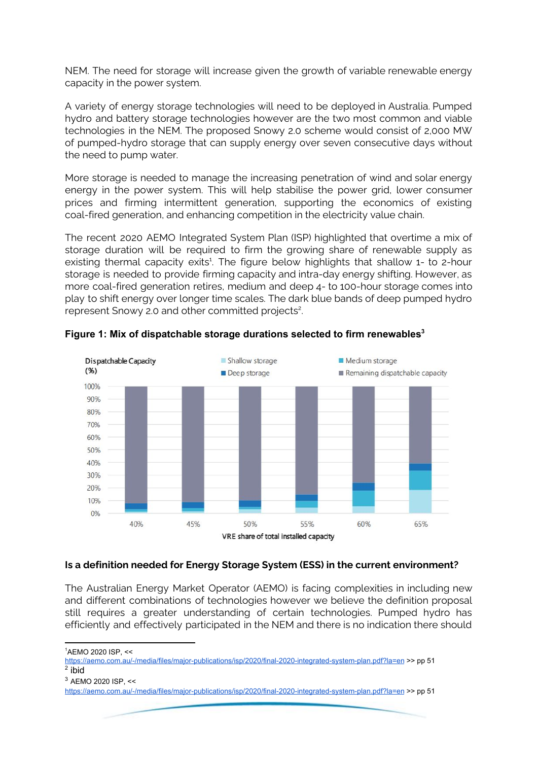NEM. The need for storage will increase given the growth of variable renewable energy capacity in the power system.

A variety of energy storage technologies will need to be deployed in Australia. Pumped hydro and battery storage technologies however are the two most common and viable technologies in the NEM. The proposed Snowy 2.0 scheme would consist of 2,000 MW of pumped-hydro storage that can supply energy over seven consecutive days without the need to pump water.

More storage is needed to manage the increasing penetration of wind and solar energy energy in the power system. This will help stabilise the power grid, lower consumer prices and firming intermittent generation, supporting the economics of existing coal-fired generation, and enhancing competition in the electricity value chain.

The recent 2020 AEMO Integrated System Plan (ISP) highlighted that overtime a mix of storage duration will be required to firm the growing share of renewable supply as existing thermal capacity exits[1]. The figure below highlights that shallow 1- to 2-hour storage is needed to provide firming capacity and intra-day energy shifting. However, as more coal-fired generation retires, medium and deep 4- to 100-hour storage comes into play to shift energy over longer time scales. The dark blue bands of deep pumped hydro represent Snowy 2.0 and other committed projects[2].

**Figure 1: Mix of dispatchable storage durations selected to firm renewables[3]**

## Is a definition needed for Energy Storage System (ESS) in the current environment?

The Australian Energy Market Operator (AEMO) is facing complexities in including new and different combinations of technologies however we believe the definition proposal still requires a greater understanding of certain technologies. Pumped hydro has efficiently and effectively participated in the NEM and there is no indication there should

---

[1] AEMO 2020 ISP, << https://aemo.com.au/-/media/files/major-publications/isp/2020/final-2020-integrated-system-plan.pdf?la=en >> pp 51

[2] ibid

[3] AEMO 2020 ISP, << https://aemo.com.au/-/media/files/major-publications/isp/2020/final-2020-integrated-system-plan.pdf?la=en >> pp 51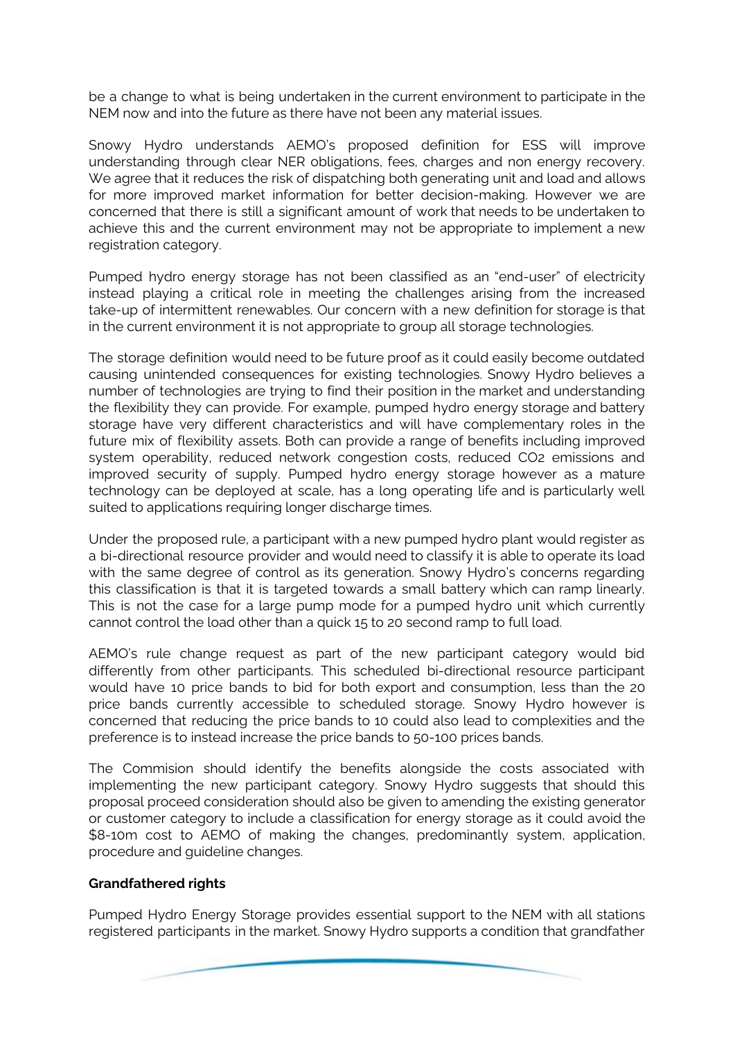be a change to what is being undertaken in the current environment to participate in the NEM now and into the future as there have not been any material issues.

Snowy Hydro understands AEMO's proposed definition for ESS will improve understanding through clear NER obligations, fees, charges and non energy recovery. We agree that it reduces the risk of dispatching both generating unit and load and allows for more improved market information for better decision-making. However we are concerned that there is still a significant amount of work that needs to be undertaken to achieve this and the current environment may not be appropriate to implement a new registration category.

Pumped hydro energy storage has not been classified as an "end-user" of electricity instead playing a critical role in meeting the challenges arising from the increased take-up of intermittent renewables. Our concern with a new definition for storage is that in the current environment it is not appropriate to group all storage technologies.

The storage definition would need to be future proof as it could easily become outdated causing unintended consequences for existing technologies. Snowy Hydro believes a number of technologies are trying to find their position in the market and understanding the flexibility they can provide. For example, pumped hydro energy storage and battery storage have very different characteristics and will have complementary roles in the future mix of flexibility assets. Both can provide a range of benefits including improved system operability, reduced network congestion costs, reduced $CO_2$ emissions and improved security of supply. Pumped hydro energy storage however as a mature technology can be deployed at scale, has a long operating life and is particularly well suited to applications requiring longer discharge times.

Under the proposed rule, a participant with a new pumped hydro plant would register as a bi-directional resource provider and would need to classify it is able to operate its load with the same degree of control as its generation. Snowy Hydro's concerns regarding this classification is that it is targeted towards a small battery which can ramp linearly. This is not the case for a large pump mode for a pumped hydro unit which currently cannot control the load other than a quick 15 to 20 second ramp to full load.

AEMO's rule change request as part of the new participant category would bid differently from other participants. This scheduled bi-directional resource participant would have 10 price bands to bid for both export and consumption, less than the 20 price bands currently accessible to scheduled storage. Snowy Hydro however is concerned that reducing the price bands to 10 could also lead to complexities and the preference is to instead increase the price bands to 50-100 prices bands.

The Commision should identify the benefits alongside the costs associated with implementing the new participant category. Snowy Hydro suggests that should this proposal proceed consideration should also be given to amending the existing generator or customer category to include a classification for energy storage as it could avoid the \$8-10m cost to AEMO of making the changes, predominantly system, application, procedure and guideline changes.

**Grandfathered rights**

Pumped Hydro Energy Storage provides essential support to the NEM with all stations registered participants in the market. Snowy Hydro supports a condition that grandfather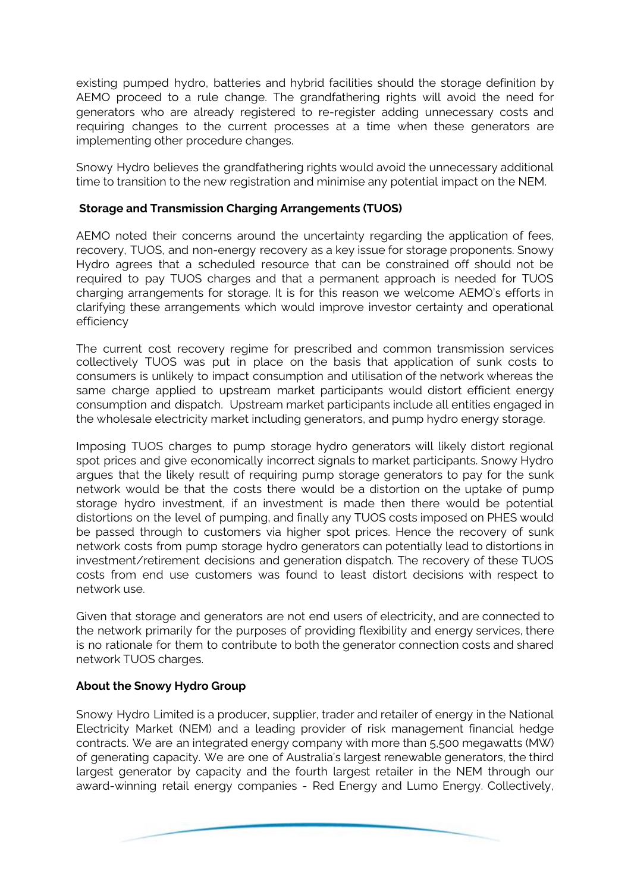existing pumped hydro, batteries and hybrid facilities should the storage definition by AEMO proceed to a rule change. The grandfathering rights will avoid the need for generators who are already registered to re-register adding unnecessary costs and requiring changes to the current processes at a time when these generators are implementing other procedure changes.

Snowy Hydro believes the grandfathering rights would avoid the unnecessary additional time to transition to the new registration and minimise any potential impact on the NEM.

**Storage and Transmission Charging Arrangements (TUOS)**

AEMO noted their concerns around the uncertainty regarding the application of fees, recovery, TUOS, and non-energy recovery as a key issue for storage proponents. Snowy Hydro agrees that a scheduled resource that can be constrained off should not be required to pay TUOS charges and that a permanent approach is needed for TUOS charging arrangements for storage. It is for this reason we welcome AEMO's efforts in clarifying these arrangements which would improve investor certainty and operational efficiency

The current cost recovery regime for prescribed and common transmission services collectively TUOS was put in place on the basis that application of sunk costs to consumers is unlikely to impact consumption and utilisation of the network whereas the same charge applied to upstream market participants would distort efficient energy consumption and dispatch. Upstream market participants include all entities engaged in the wholesale electricity market including generators, and pump hydro energy storage.

Imposing TUOS charges to pump storage hydro generators will likely distort regional spot prices and give economically incorrect signals to market participants. Snowy Hydro argues that the likely result of requiring pump storage generators to pay for the sunk network would be that the costs there would be a distortion on the uptake of pump storage hydro investment, if an investment is made then there would be potential distortions on the level of pumping, and finally any TUOS costs imposed on PHES would be passed through to customers via higher spot prices. Hence the recovery of sunk network costs from pump storage hydro generators can potentially lead to distortions in investment/retirement decisions and generation dispatch. The recovery of these TUOS costs from end use customers was found to least distort decisions with respect to network use.

Given that storage and generators are not end users of electricity, and are connected to the network primarily for the purposes of providing flexibility and energy services, there is no rationale for them to contribute to both the generator connection costs and shared network TUOS charges.

**About the Snowy Hydro Group**

Snowy Hydro Limited is a producer, supplier, trader and retailer of energy in the National Electricity Market (NEM) and a leading provider of risk management financial hedge contracts. We are an integrated energy company with more than 5,500 megawatts (MW) of generating capacity. We are one of Australia's largest renewable generators, the third largest generator by capacity and the fourth largest retailer in the NEM through our award-winning retail energy companies - Red Energy and Lumo Energy. Collectively,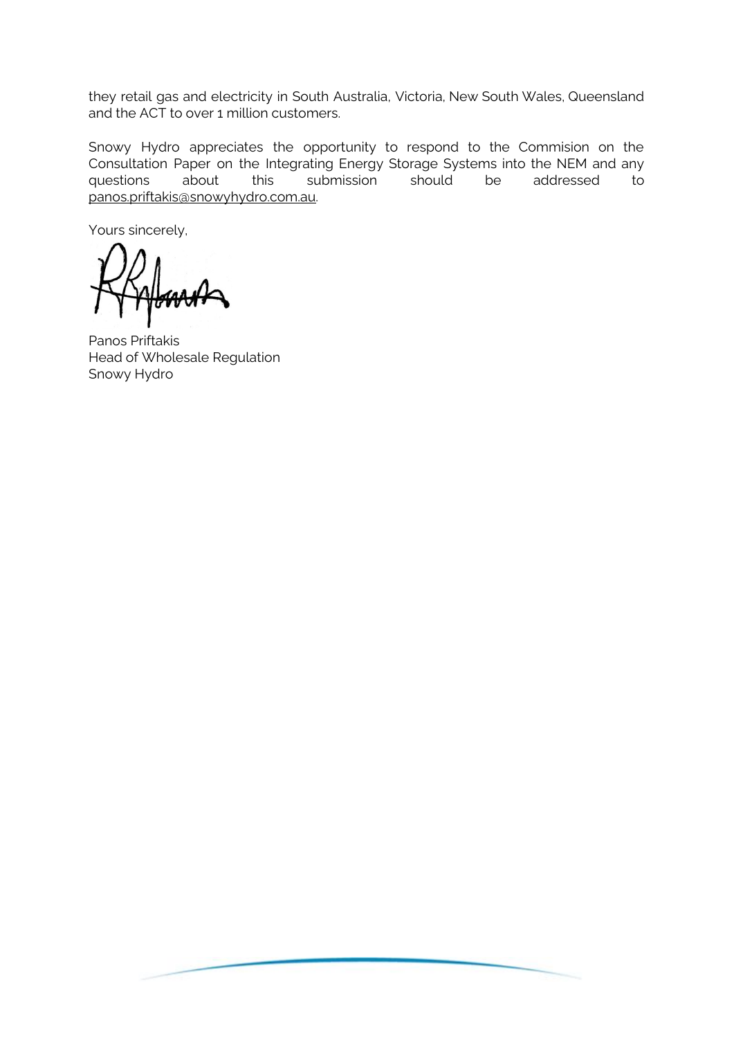they retail gas and electricity in South Australia, Victoria, New South Wales, Queensland and the ACT to over 1 million customers.

Snowy Hydro appreciates the opportunity to respond to the Commision on the Consultation Paper on the Integrating Energy Storage Systems into the NEM and any questions about this submission should be addressed to panos.priftakis@snowyhydro.com.au.

Yours sincerely,

Panos Priftakis
Head of Wholesale Regulation
Snowy Hydro